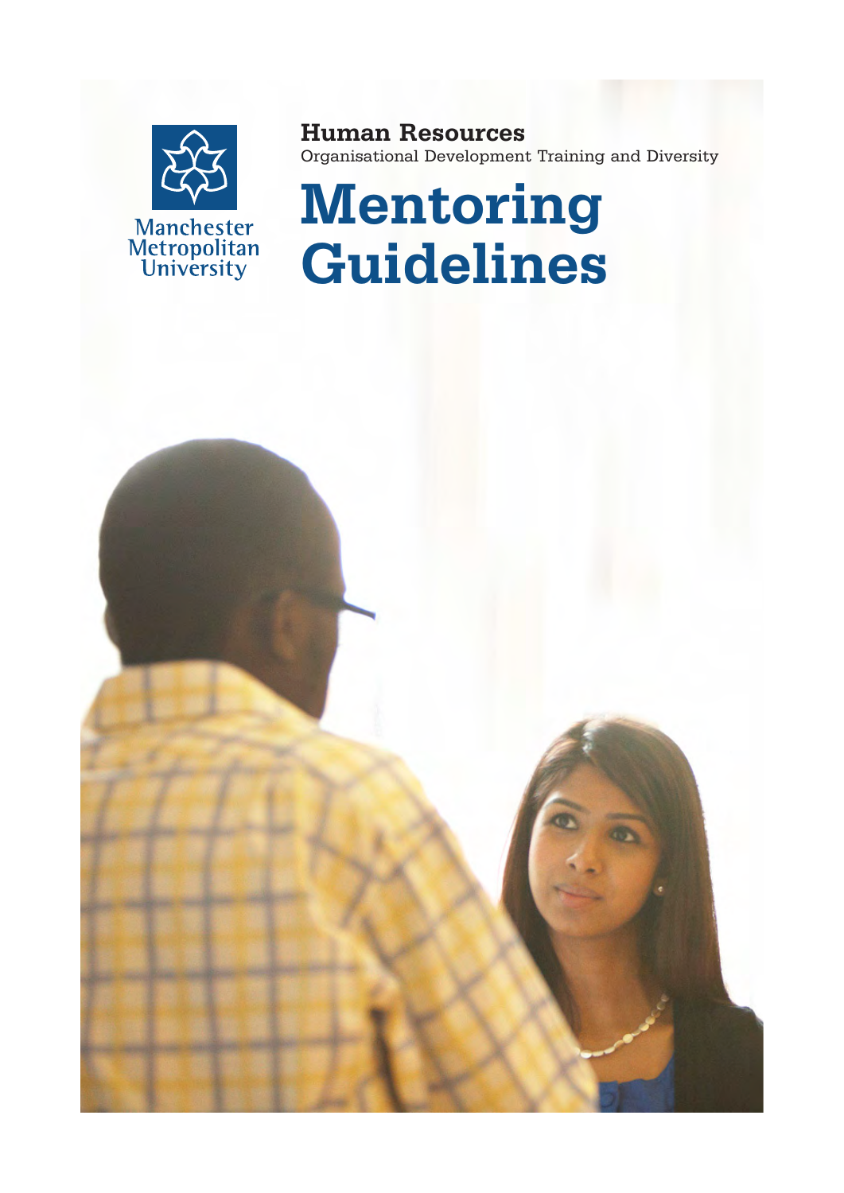Manchester Metropolitan University

**Human Resources**
Organisational Development Training and Diversity

# Mentoring Guidelines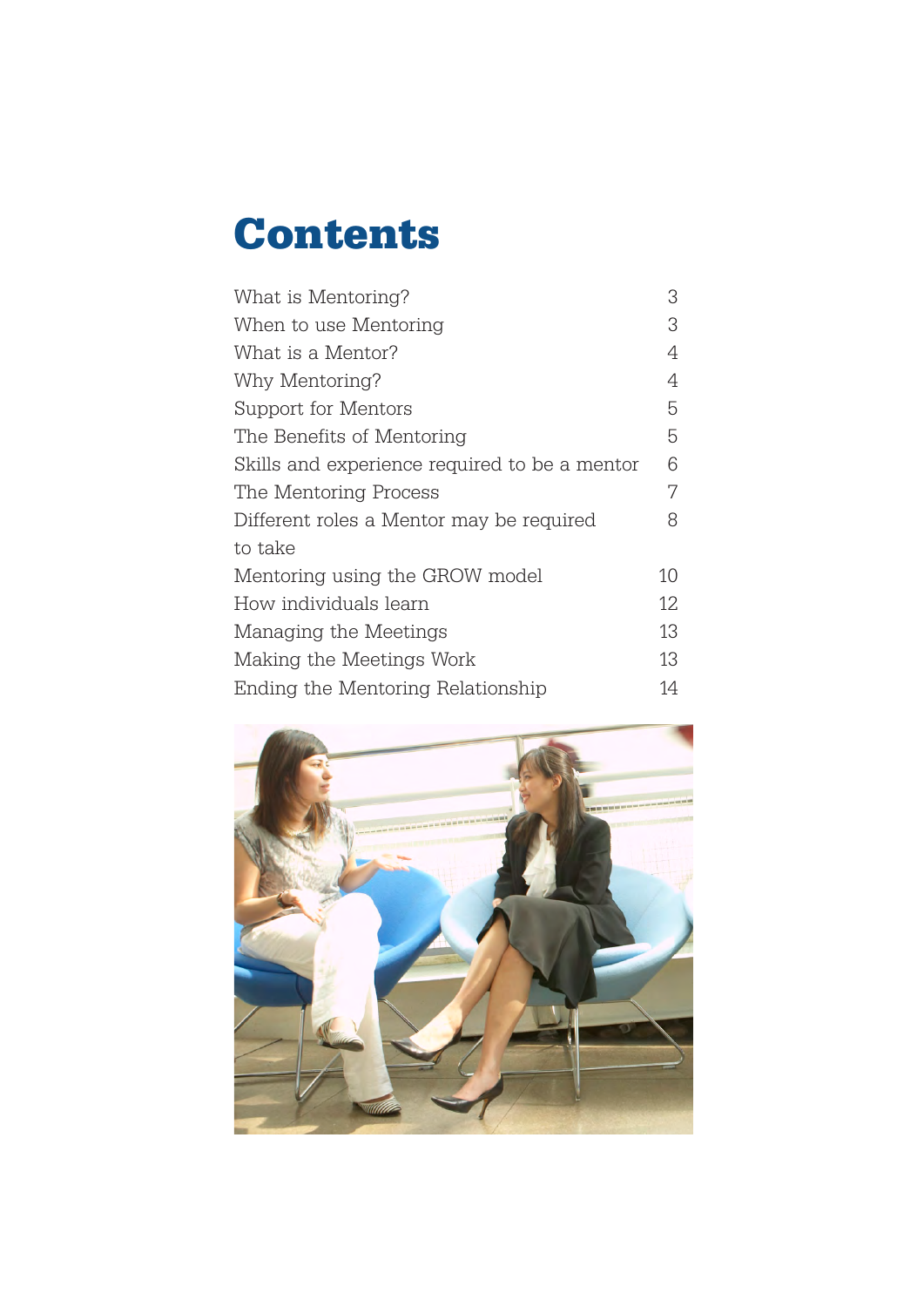# Contents

| | |
|---|---|
| What is Mentoring? | 3 |
| When to use Mentoring | 3 |
| What is a Mentor? | 4 |
| Why Mentoring? | 4 |
| Support for Mentors | 5 |
| The Benefits of Mentoring | 5 |
| Skills and experience required to be a mentor | 6 |
| The Mentoring Process | 7 |
| Different roles a Mentor may be required to take | 8 |
| Mentoring using the GROW model | 10 |
| How individuals learn | 12 |
| Managing the Meetings | 13 |
| Making the Meetings Work | 13 |
| Ending the Mentoring Relationship | 14 |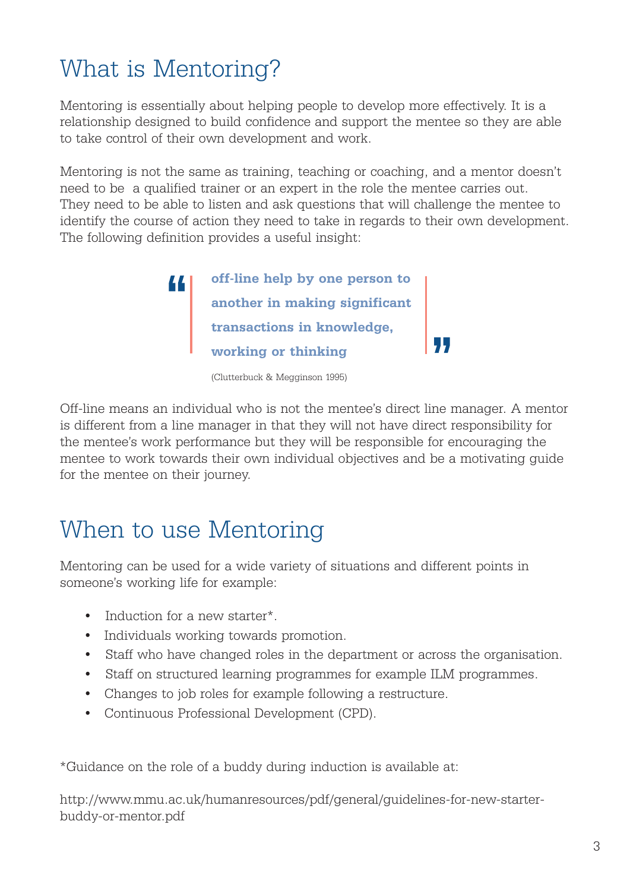# What is Mentoring?

Mentoring is essentially about helping people to develop more effectively. It is a relationship designed to build confidence and support the mentee so they are able to take control of their own development and work.

Mentoring is not the same as training, teaching or coaching, and a mentor doesn't need to be a qualified trainer or an expert in the role the mentee carries out. They need to be able to listen and ask questions that will challenge the mentee to identify the course of action they need to take in regards to their own development. The following definition provides a useful insight:

> **"off-line help by one person to another in making significant transactions in knowledge, working or thinking"**
>
> (Clutterbuck & Megginson 1995)

Off-line means an individual who is not the mentee's direct line manager. A mentor is different from a line manager in that they will not have direct responsibility for the mentee's work performance but they will be responsible for encouraging the mentee to work towards their own individual objectives and be a motivating guide for the mentee on their journey.

# When to use Mentoring

Mentoring can be used for a wide variety of situations and different points in someone's working life for example:

- Induction for a new starter*.
- Individuals working towards promotion.
- Staff who have changed roles in the department or across the organisation.
- Staff on structured learning programmes for example ILM programmes.
- Changes to job roles for example following a restructure.
- Continuous Professional Development (CPD).

*Guidance on the role of a buddy during induction is available at:

http://www.mmu.ac.uk/humanresources/pdf/general/guidelines-for-new-starter-buddy-or-mentor.pdf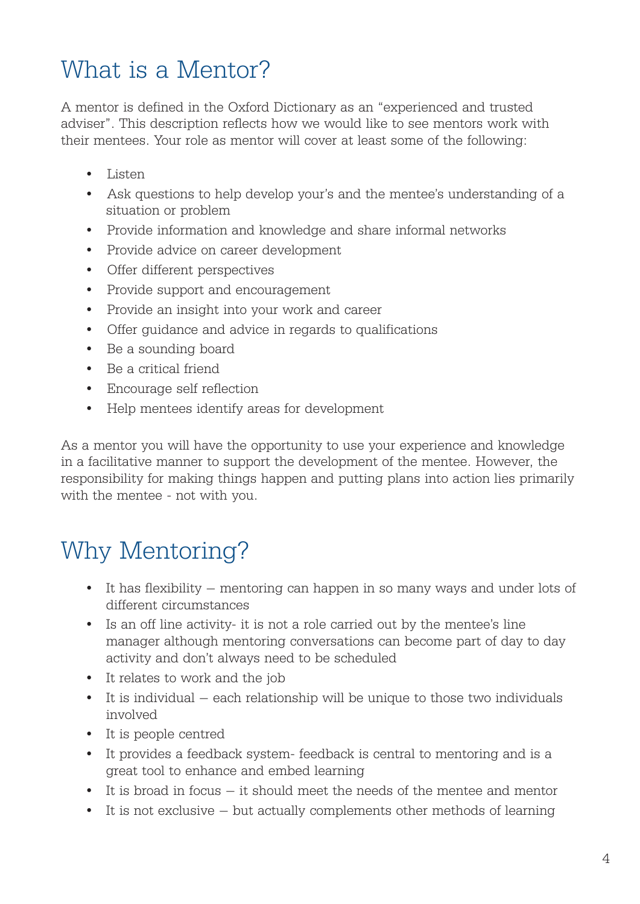# What is a Mentor?

A mentor is defined in the Oxford Dictionary as an "experienced and trusted adviser". This description reflects how we would like to see mentors work with their mentees. Your role as mentor will cover at least some of the following:

- Listen
- Ask questions to help develop your's and the mentee's understanding of a situation or problem
- Provide information and knowledge and share informal networks
- Provide advice on career development
- Offer different perspectives
- Provide support and encouragement
- Provide an insight into your work and career
- Offer guidance and advice in regards to qualifications
- Be a sounding board
- Be a critical friend
- Encourage self reflection
- Help mentees identify areas for development

As a mentor you will have the opportunity to use your experience and knowledge in a facilitative manner to support the development of the mentee. However, the responsibility for making things happen and putting plans into action lies primarily with the mentee - not with you.

# Why Mentoring?

- It has flexibility – mentoring can happen in so many ways and under lots of different circumstances
- Is an off line activity- it is not a role carried out by the mentee's line manager although mentoring conversations can become part of day to day activity and don't always need to be scheduled
- It relates to work and the job
- It is individual – each relationship will be unique to those two individuals involved
- It is people centred
- It provides a feedback system- feedback is central to mentoring and is a great tool to enhance and embed learning
- It is broad in focus – it should meet the needs of the mentee and mentor
- It is not exclusive – but actually complements other methods of learning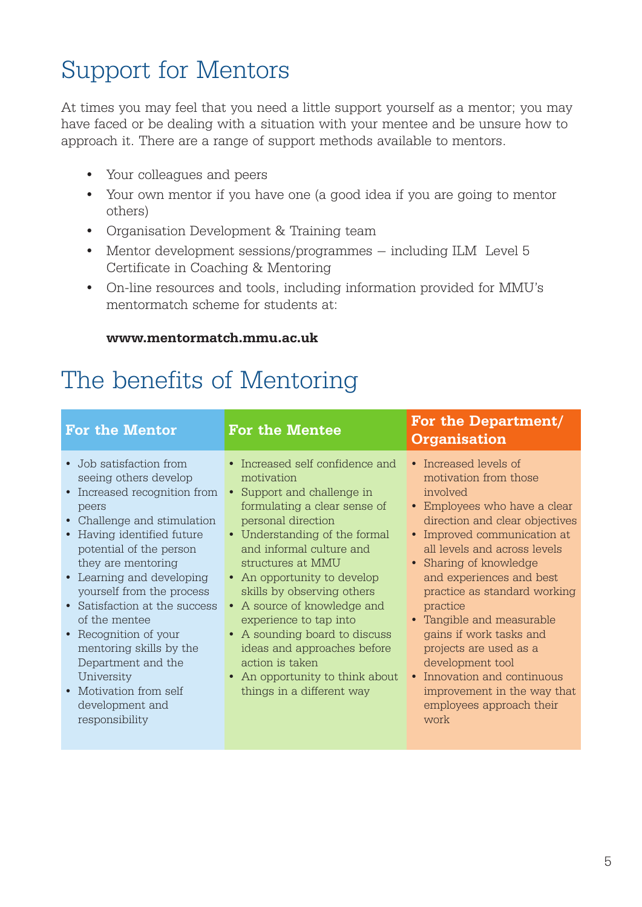# Support for Mentors

At times you may feel that you need a little support yourself as a mentor; you may have faced or be dealing with a situation with your mentee and be unsure how to approach it. There are a range of support methods available to mentors.

- Your colleagues and peers
- Your own mentor if you have one (a good idea if you are going to mentor others)
- Organisation Development & Training team
- Mentor development sessions/programmes – including ILM Level 5 Certificate in Coaching & Mentoring
- On-line resources and tools, including information provided for MMU's mentormatch scheme for students at:

  **www.mentormatch.mmu.ac.uk**

# The benefits of Mentoring

| For the Mentor | For the Mentee | For the Department/ Organisation |
|---|---|---|
| • Job satisfaction from seeing others develop<br>• Increased recognition from peers<br>• Challenge and stimulation<br>• Having identified future potential of the person they are mentoring<br>• Learning and developing yourself from the process<br>• Satisfaction at the success of the mentee<br>• Recognition of your mentoring skills by the Department and the University<br>• Motivation from self development and responsibility | • Increased self confidence and motivation<br>• Support and challenge in formulating a clear sense of personal direction<br>• Understanding of the formal and informal culture and structures at MMU<br>• An opportunity to develop skills by observing others<br>• A source of knowledge and experience to tap into<br>• A sounding board to discuss ideas and approaches before action is taken<br>• An opportunity to think about things in a different way | • Increased levels of motivation from those involved<br>• Employees who have a clear direction and clear objectives<br>• Improved communication at all levels and across levels<br>• Sharing of knowledge and experiences and best practice as standard working practice<br>• Tangible and measurable gains if work tasks and projects are used as a development tool<br>• Innovation and continuous improvement in the way that employees approach their work |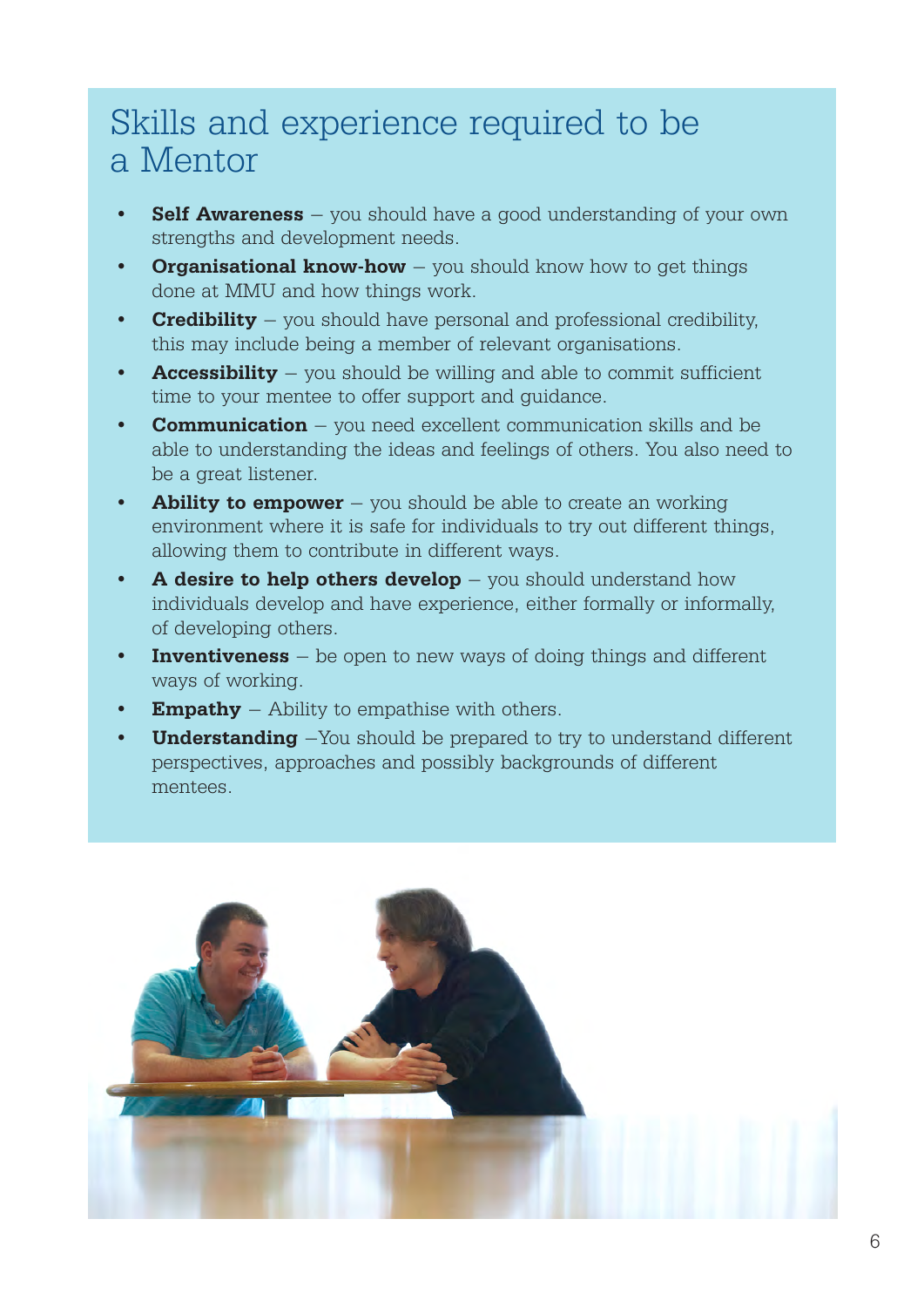# Skills and experience required to be a Mentor

- **Self Awareness** – you should have a good understanding of your own strengths and development needs.
- **Organisational know-how** – you should know how to get things done at MMU and how things work.
- **Credibility** – you should have personal and professional credibility, this may include being a member of relevant organisations.
- **Accessibility** – you should be willing and able to commit sufficient time to your mentee to offer support and guidance.
- **Communication** – you need excellent communication skills and be able to understanding the ideas and feelings of others. You also need to be a great listener.
- **Ability to empower** – you should be able to create an working environment where it is safe for individuals to try out different things, allowing them to contribute in different ways.
- **A desire to help others develop** – you should understand how individuals develop and have experience, either formally or informally, of developing others.
- **Inventiveness** – be open to new ways of doing things and different ways of working.
- **Empathy** – Ability to empathise with others.
- **Understanding** –You should be prepared to try to understand different perspectives, approaches and possibly backgrounds of different mentees.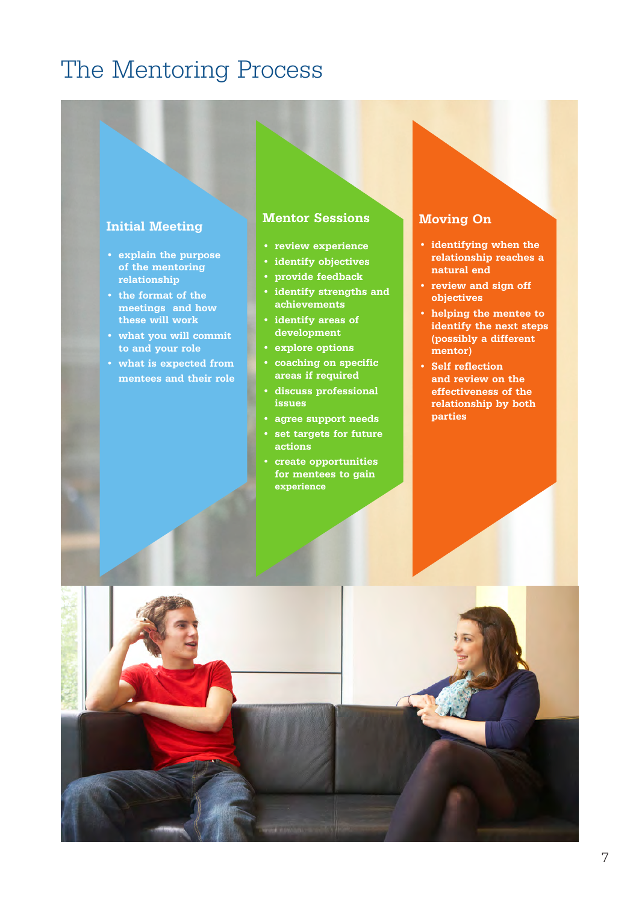# The Mentoring Process

## Initial Meeting

- explain the purpose of the mentoring relationship
- the format of the meetings and how these will work
- what you will commit to and your role
- what is expected from mentees and their role

## Mentor Sessions

- review experience
- identify objectives
- provide feedback
- identify strengths and achievements
- identify areas of development
- explore options
- coaching on specific areas if required
- discuss professional issues
- agree support needs
- set targets for future actions
- create opportunities for mentees to gain experience

## Moving On

- identifying when the relationship reaches a natural end
- review and sign off objectives
- helping the mentee to identify the next steps (possibly a different mentor)
- Self reflection and review on the effectiveness of the relationship by both parties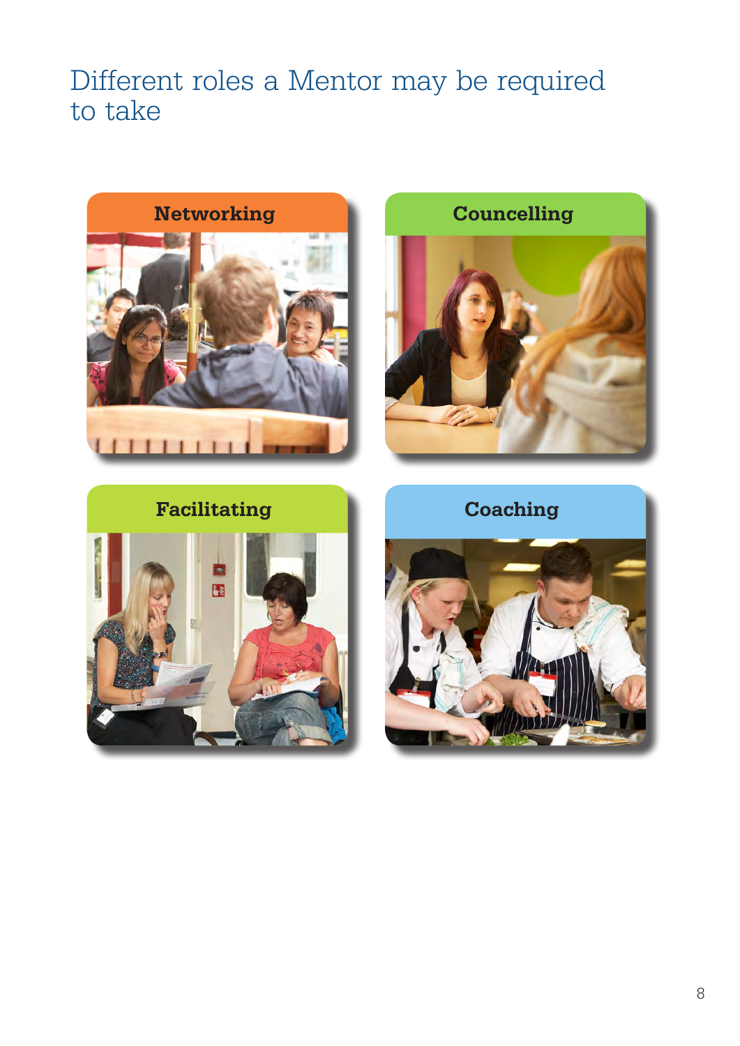# Different roles a Mentor may be required to take

**Networking**

**Councelling**

**Facilitating**

**Coaching**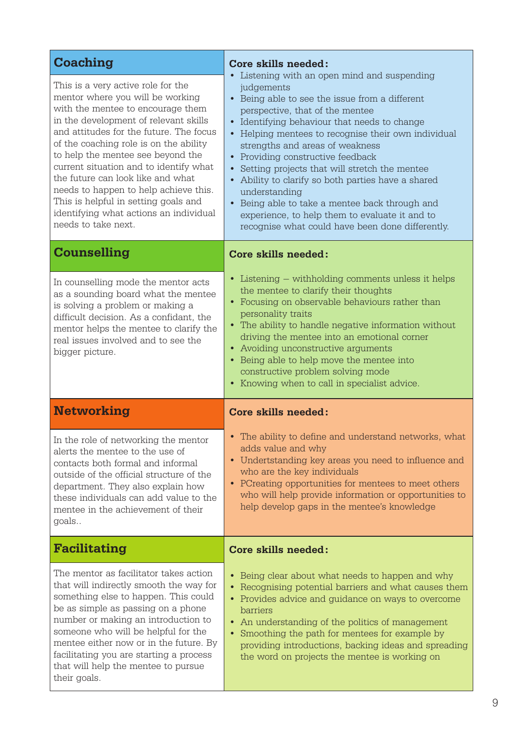## Coaching

This is a very active role for the mentor where you will be working with the mentee to encourage them in the development of relevant skills and attitudes for the future. The focus of the coaching role is on the ability to help the mentee see beyond the current situation and to identify what the future can look like and what needs to happen to help achieve this. This is helpful in setting goals and identifying what actions an individual needs to take next.

**Core skills needed:**

- Listening with an open mind and suspending judgements
- Being able to see the issue from a different perspective, that of the mentee
- Identifying behaviour that needs to change
- Helping mentees to recognise their own individual strengths and areas of weakness
- Providing constructive feedback
- Setting projects that will stretch the mentee
- Ability to clarify so both parties have a shared understanding
- Being able to take a mentee back through and experience, to help them to evaluate it and to recognise what could have been done differently.

## Counselling

In counselling mode the mentor acts as a sounding board what the mentee is solving a problem or making a difficult decision. As a confidant, the mentor helps the mentee to clarify the real issues involved and to see the bigger picture.

**Core skills needed:**

- Listening – withholding comments unless it helps the mentee to clarify their thoughts
- Focusing on observable behaviours rather than personality traits
- The ability to handle negative information without driving the mentee into an emotional corner
- Avoiding unconstructive arguments
- Being able to help move the mentee into constructive problem solving mode
- Knowing when to call in specialist advice.

## Networking

In the role of networking the mentor alerts the mentee to the use of contacts both formal and informal outside of the official structure of the department. They also explain how these individuals can add value to the mentee in the achievement of their goals..

**Core skills needed:**

- The ability to define and understand networks, what adds value and why
- Undertstanding key areas you need to influence and who are the key individuals
- PCreating opportunities for mentees to meet others who will help provide information or opportunities to help develop gaps in the mentee's knowledge

## Facilitating

The mentor as facilitator takes action that will indirectly smooth the way for something else to happen. This could be as simple as passing on a phone number or making an introduction to someone who will be helpful for the mentee either now or in the future. By facilitating you are starting a process that will help the mentee to pursue their goals.

**Core skills needed:**

- Being clear about what needs to happen and why
- Recognising potential barriers and what causes them
- Provides advice and guidance on ways to overcome barriers
- An understanding of the politics of management
- Smoothing the path for mentees for example by providing introductions, backing ideas and spreading the word on projects the mentee is working on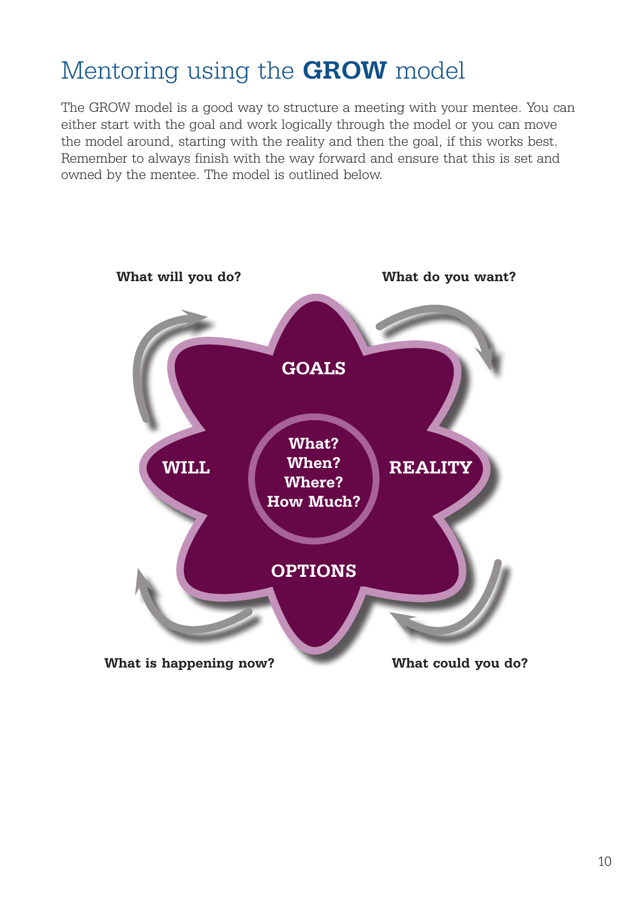# Mentoring using the **GROW** model

The GROW model is a good way to structure a meeting with your mentee. You can either start with the goal and work logically through the model or you can move the model around, starting with the reality and then the goal, if this works best. Remember to always finish with the way forward and ensure that this is set and owned by the mentee. The model is outlined below.

**What will you do?**

**What do you want?**

**GOALS**

**WILL**

**What?**
**When?**
**Where?**
**How Much?**

**REALITY**

**OPTIONS**

**What is happening now?**

**What could you do?**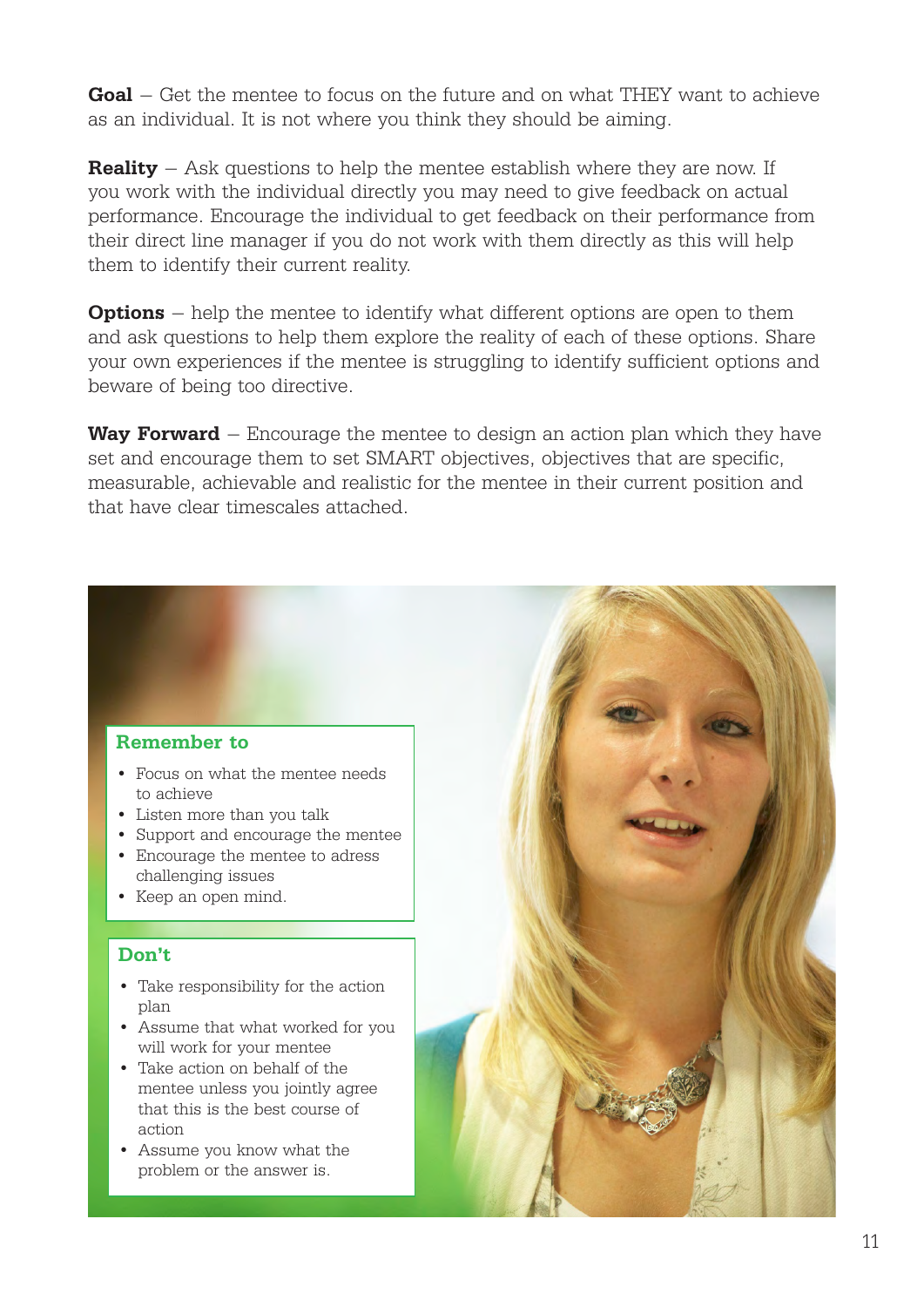**Goal** – Get the mentee to focus on the future and on what THEY want to achieve as an individual. It is not where you think they should be aiming.

**Reality** – Ask questions to help the mentee establish where they are now. If you work with the individual directly you may need to give feedback on actual performance. Encourage the individual to get feedback on their performance from their direct line manager if you do not work with them directly as this will help them to identify their current reality.

**Options** – help the mentee to identify what different options are open to them and ask questions to help them explore the reality of each of these options. Share your own experiences if the mentee is struggling to identify sufficient options and beware of being too directive.

**Way Forward** – Encourage the mentee to design an action plan which they have set and encourage them to set SMART objectives, objectives that are specific, measurable, achievable and realistic for the mentee in their current position and that have clear timescales attached.

### Remember to

- Focus on what the mentee needs to achieve
- Listen more than you talk
- Support and encourage the mentee
- Encourage the mentee to adress challenging issues
- Keep an open mind.

### Don't

- Take responsibility for the action plan
- Assume that what worked for you will work for your mentee
- Take action on behalf of the mentee unless you jointly agree that this is the best course of action
- Assume you know what the problem or the answer is.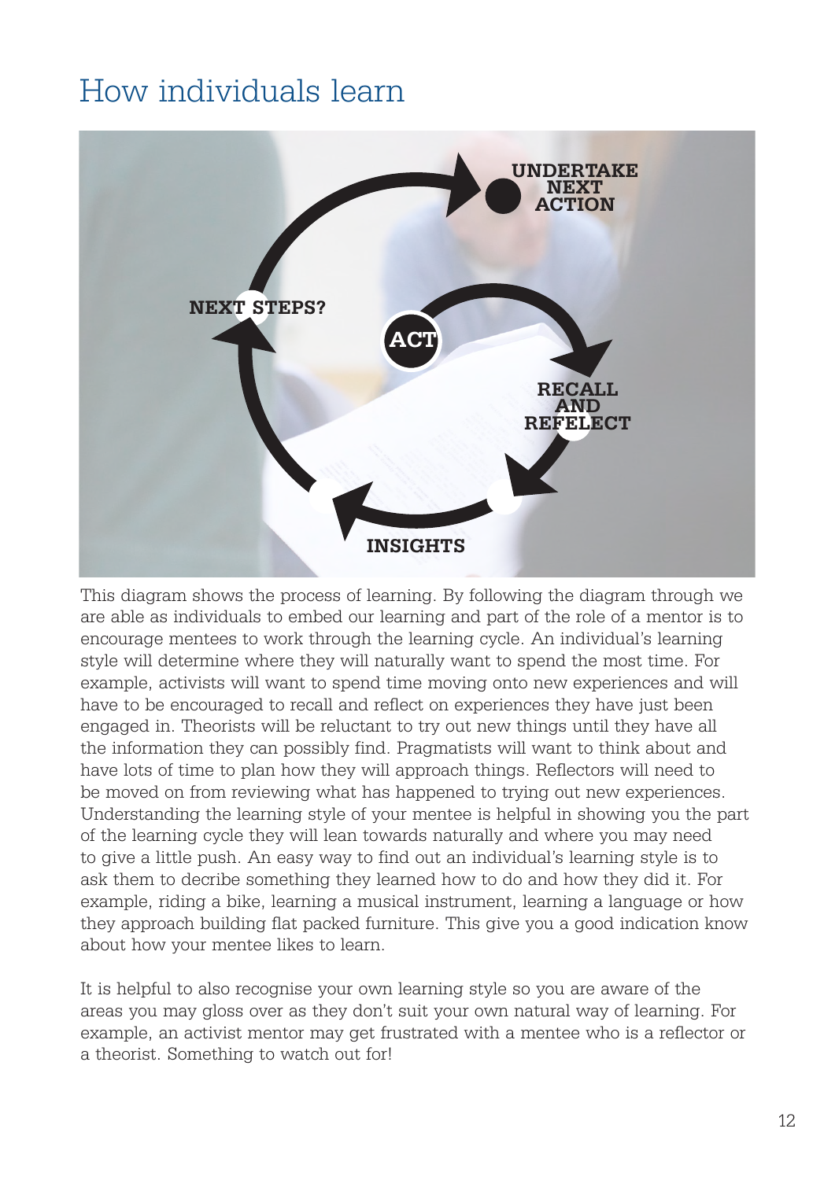# How individuals learn

UNDERTAKE NEXT ACTION

NEXT STEPS?

ACT

RECALL AND REFELECT

INSIGHTS

This diagram shows the process of learning. By following the diagram through we are able as individuals to embed our learning and part of the role of a mentor is to encourage mentees to work through the learning cycle. An individual's learning style will determine where they will naturally want to spend the most time. For example, activists will want to spend time moving onto new experiences and will have to be encouraged to recall and reflect on experiences they have just been engaged in. Theorists will be reluctant to try out new things until they have all the information they can possibly find. Pragmatists will want to think about and have lots of time to plan how they will approach things. Reflectors will need to be moved on from reviewing what has happened to trying out new experiences. Understanding the learning style of your mentee is helpful in showing you the part of the learning cycle they will lean towards naturally and where you may need to give a little push. An easy way to find out an individual's learning style is to ask them to decribe something they learned how to do and how they did it. For example, riding a bike, learning a musical instrument, learning a language or how they approach building flat packed furniture. This give you a good indication know about how your mentee likes to learn.

It is helpful to also recognise your own learning style so you are aware of the areas you may gloss over as they don't suit your own natural way of learning. For example, an activist mentor may get frustrated with a mentee who is a reflector or a theorist. Something to watch out for!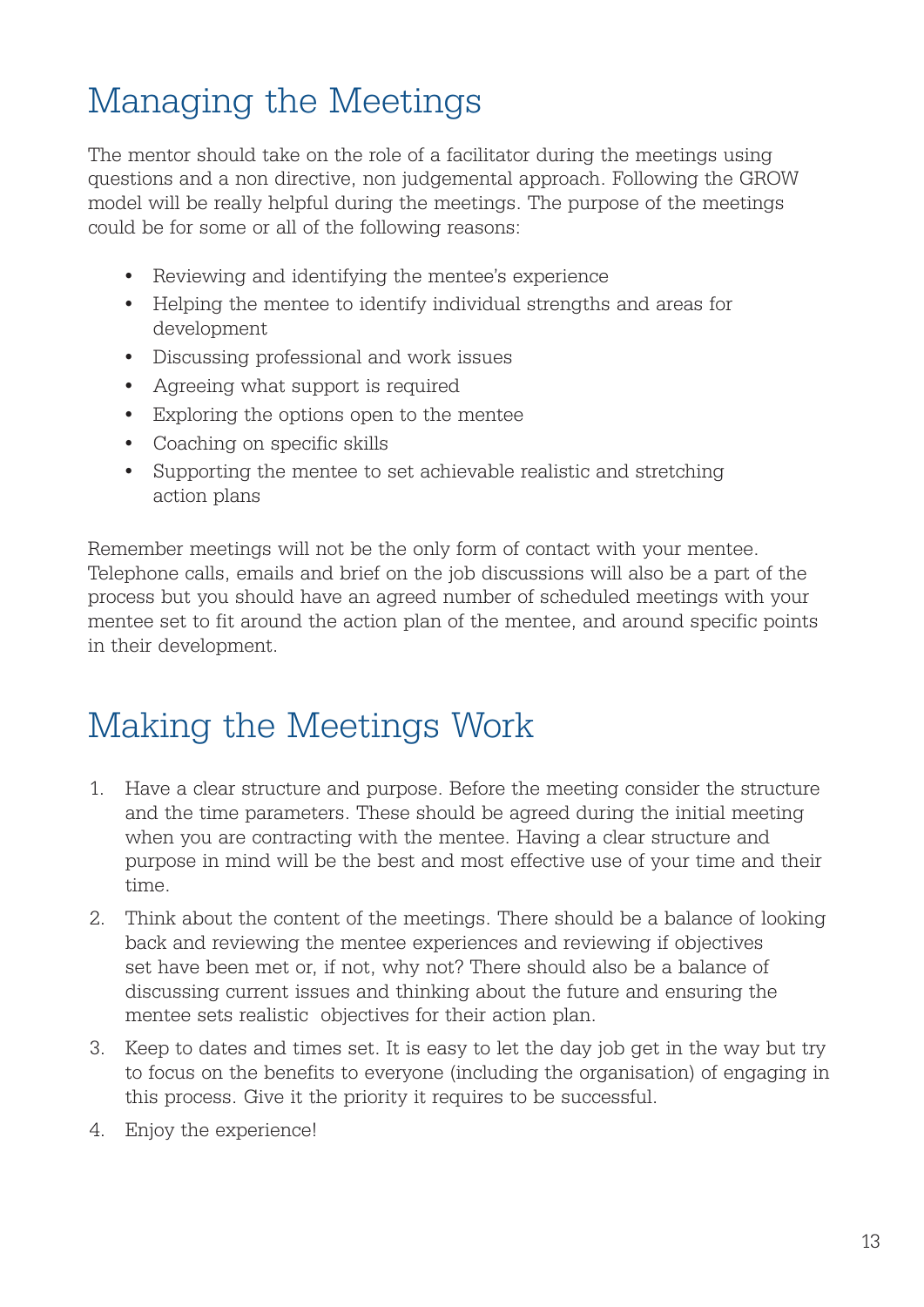# Managing the Meetings

The mentor should take on the role of a facilitator during the meetings using questions and a non directive, non judgemental approach. Following the GROW model will be really helpful during the meetings. The purpose of the meetings could be for some or all of the following reasons:

- Reviewing and identifying the mentee's experience
- Helping the mentee to identify individual strengths and areas for development
- Discussing professional and work issues
- Agreeing what support is required
- Exploring the options open to the mentee
- Coaching on specific skills
- Supporting the mentee to set achievable realistic and stretching action plans

Remember meetings will not be the only form of contact with your mentee. Telephone calls, emails and brief on the job discussions will also be a part of the process but you should have an agreed number of scheduled meetings with your mentee set to fit around the action plan of the mentee, and around specific points in their development.

# Making the Meetings Work

1. Have a clear structure and purpose. Before the meeting consider the structure and the time parameters. These should be agreed during the initial meeting when you are contracting with the mentee. Having a clear structure and purpose in mind will be the best and most effective use of your time and their time.
2. Think about the content of the meetings. There should be a balance of looking back and reviewing the mentee experiences and reviewing if objectives set have been met or, if not, why not? There should also be a balance of discussing current issues and thinking about the future and ensuring the mentee sets realistic objectives for their action plan.
3. Keep to dates and times set. It is easy to let the day job get in the way but try to focus on the benefits to everyone (including the organisation) of engaging in this process. Give it the priority it requires to be successful.
4. Enjoy the experience!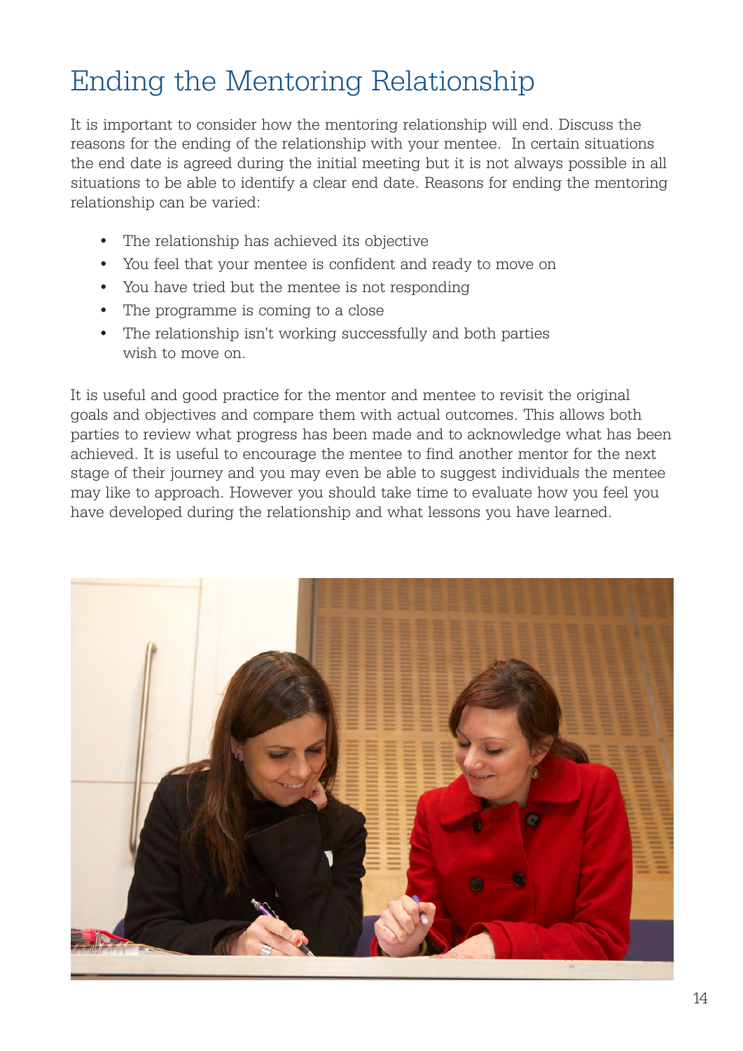# Ending the Mentoring Relationship

It is important to consider how the mentoring relationship will end. Discuss the reasons for the ending of the relationship with your mentee. In certain situations the end date is agreed during the initial meeting but it is not always possible in all situations to be able to identify a clear end date. Reasons for ending the mentoring relationship can be varied:

- The relationship has achieved its objective
- You feel that your mentee is confident and ready to move on
- You have tried but the mentee is not responding
- The programme is coming to a close
- The relationship isn't working successfully and both parties wish to move on.

It is useful and good practice for the mentor and mentee to revisit the original goals and objectives and compare them with actual outcomes. This allows both parties to review what progress has been made and to acknowledge what has been achieved. It is useful to encourage the mentee to find another mentor for the next stage of their journey and you may even be able to suggest individuals the mentee may like to approach. However you should take time to evaluate how you feel you have developed during the relationship and what lessons you have learned.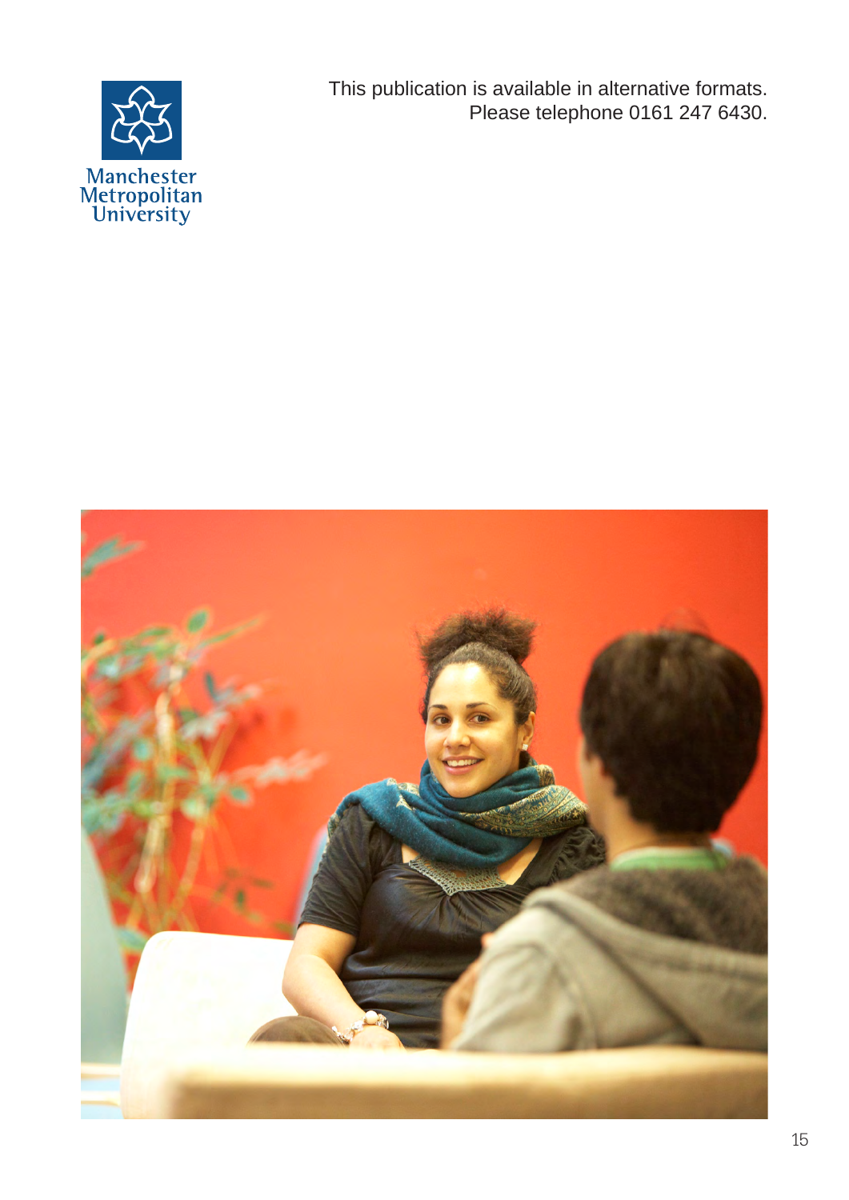Manchester Metropolitan University

This publication is available in alternative formats.
Please telephone 0161 247 6430.